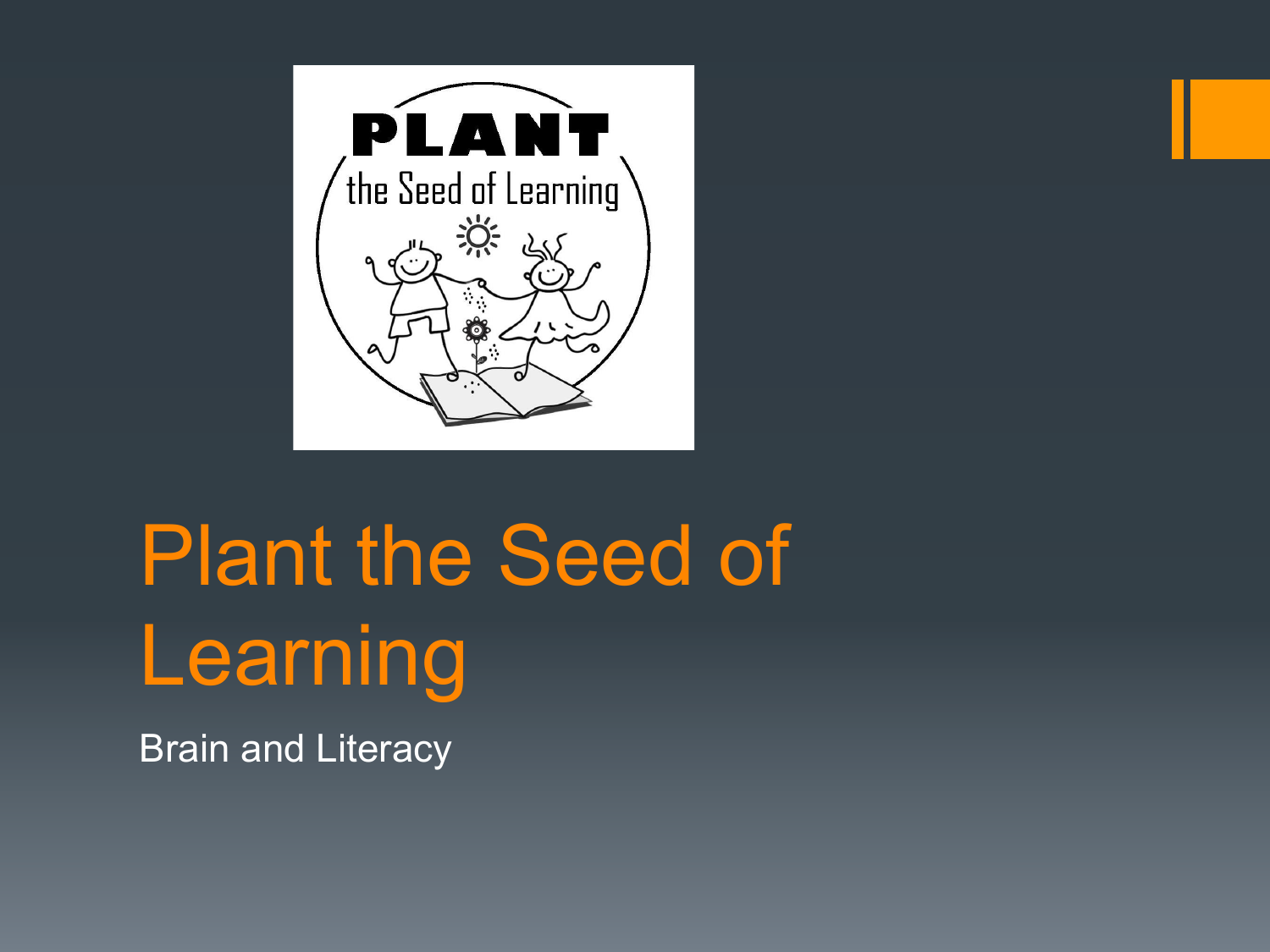# Plant the Seed of Learning

Brain and Literacy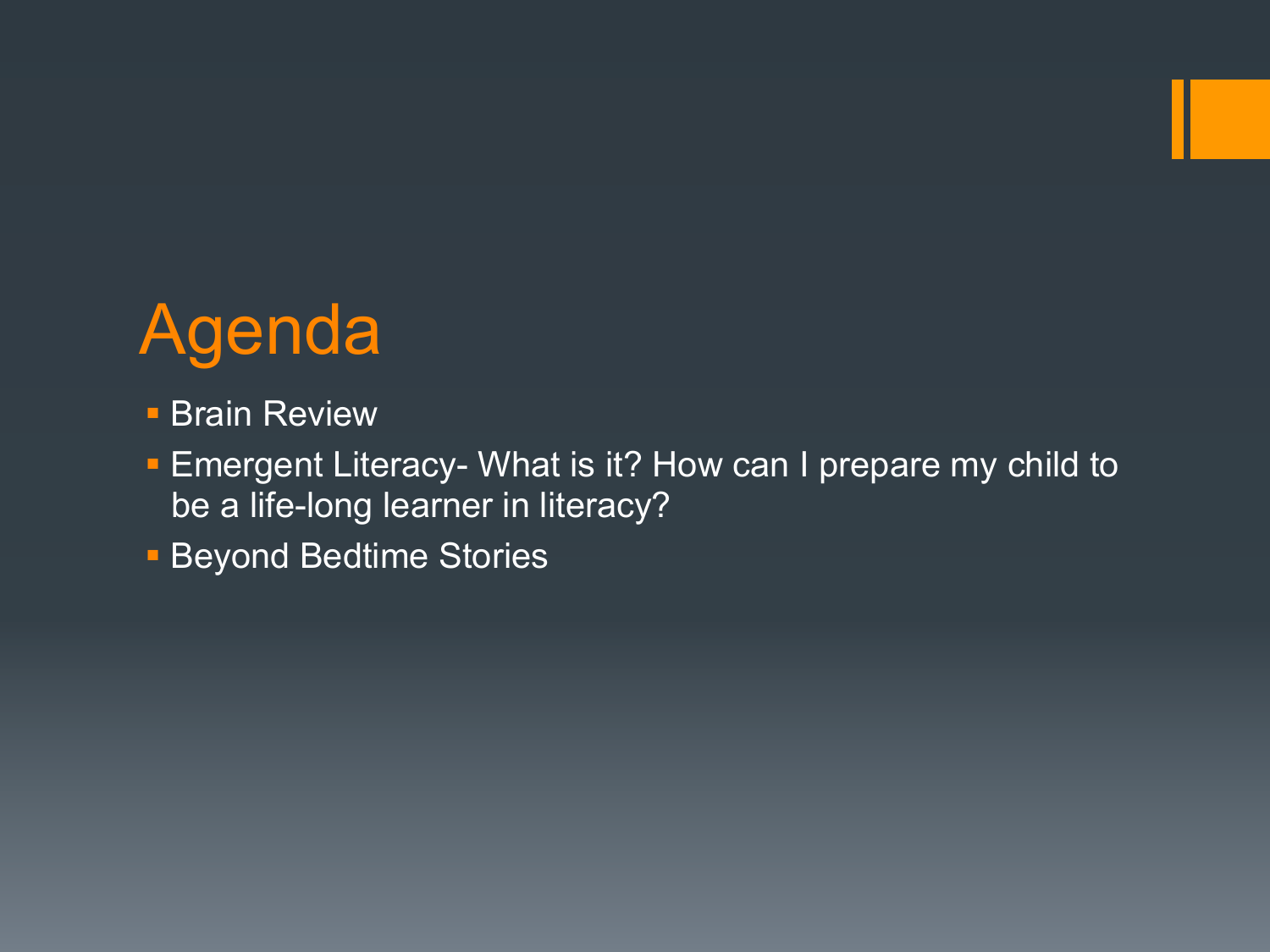# Agenda

- Brain Review
- Emergent Literacy- What is it? How can I prepare my child to be a life-long learner in literacy?
- Beyond Bedtime Stories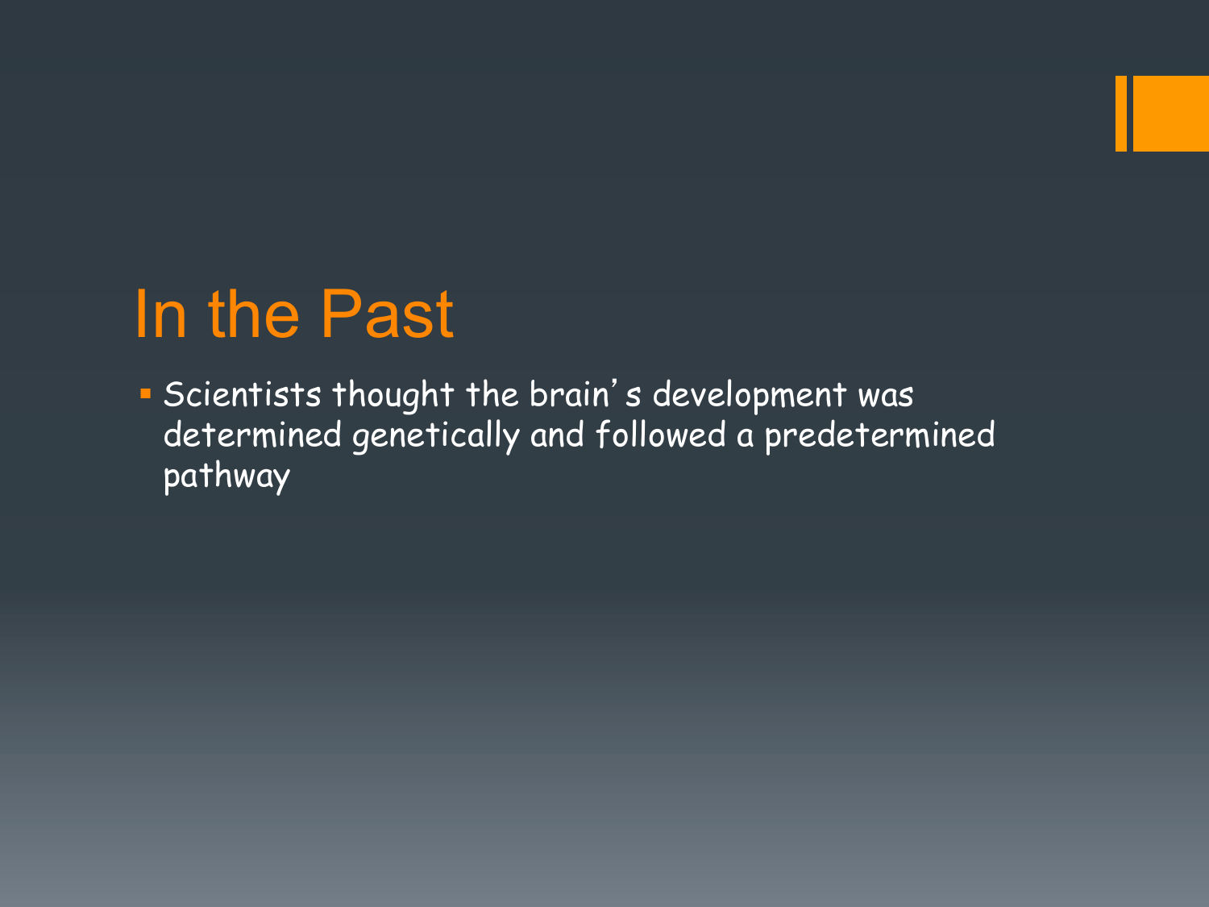# In the Past

- Scientists thought the brain's development was determined genetically and followed a predetermined pathway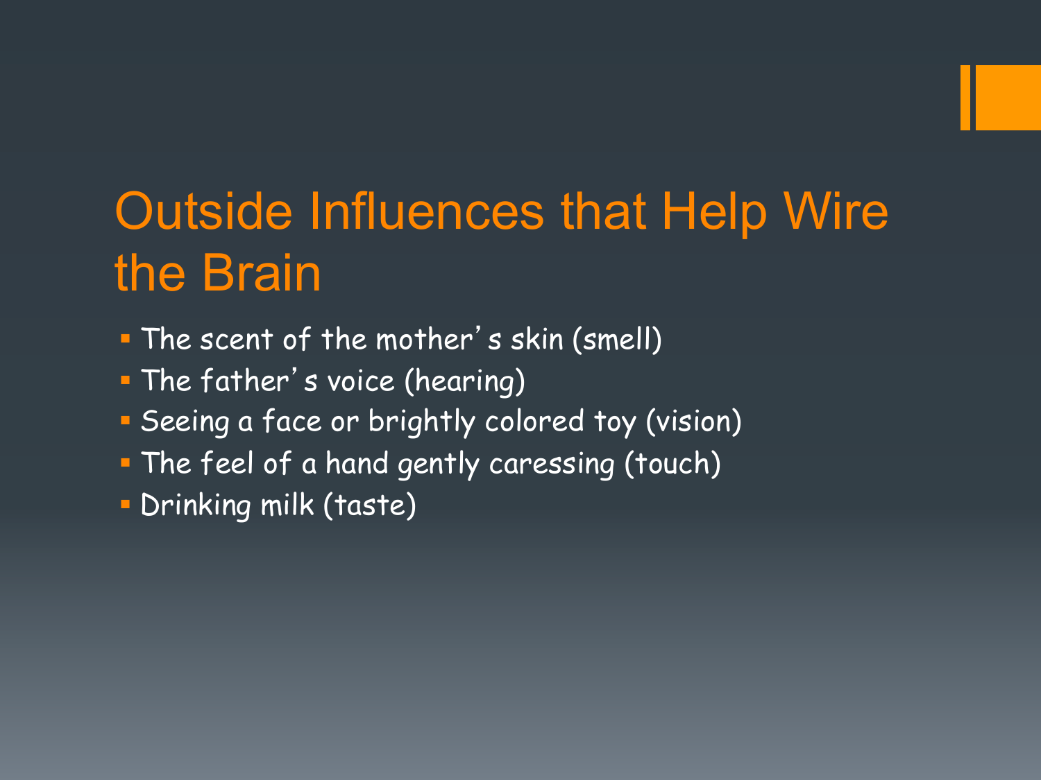# Outside Influences that Help Wire the Brain

- The scent of the mother's skin (smell)
- The father's voice (hearing)
- Seeing a face or brightly colored toy (vision)
- The feel of a hand gently caressing (touch)
- Drinking milk (taste)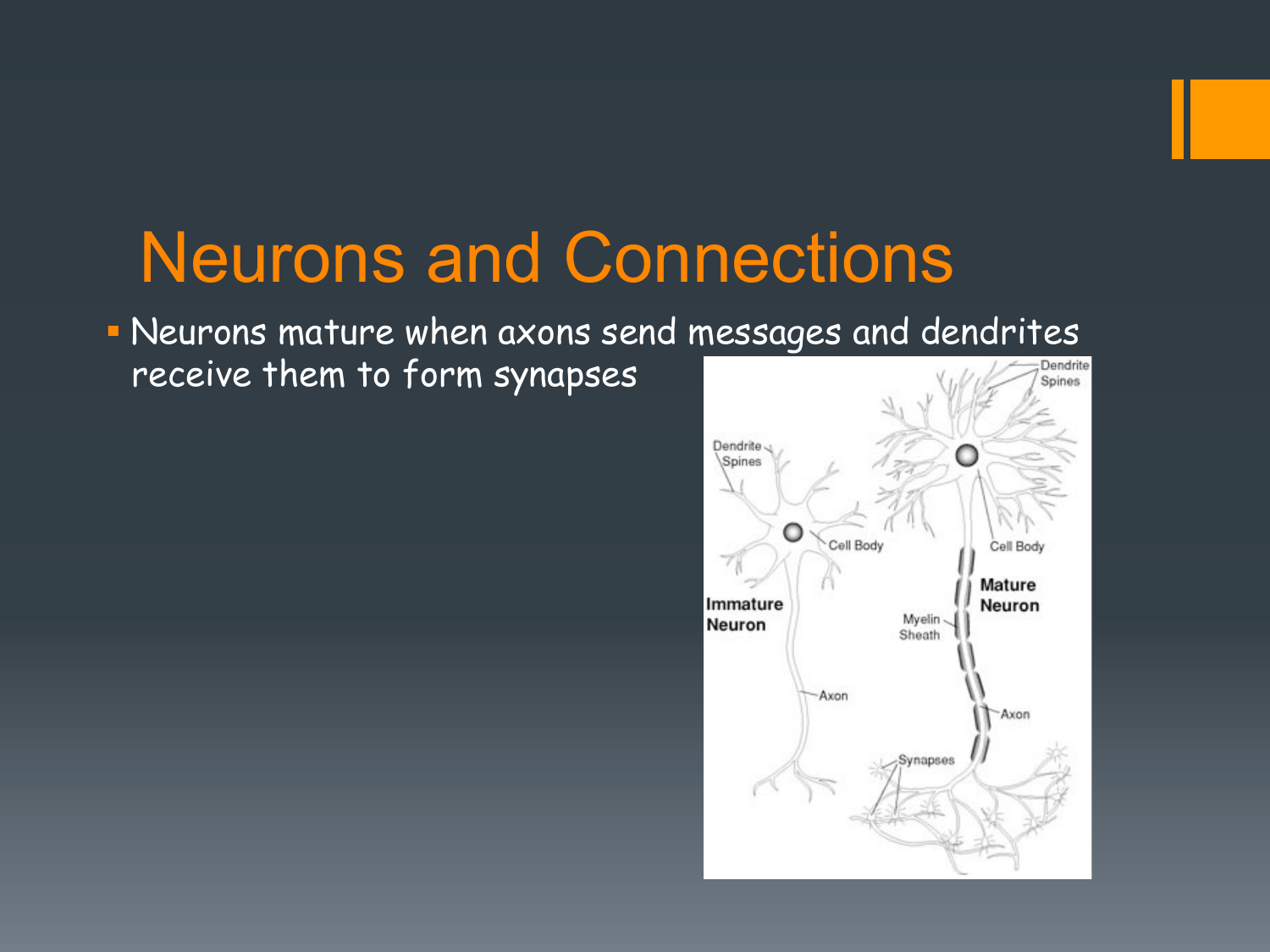# Neurons and Connections

- Neurons mature when axons send messages and dendrites receive them to form synapses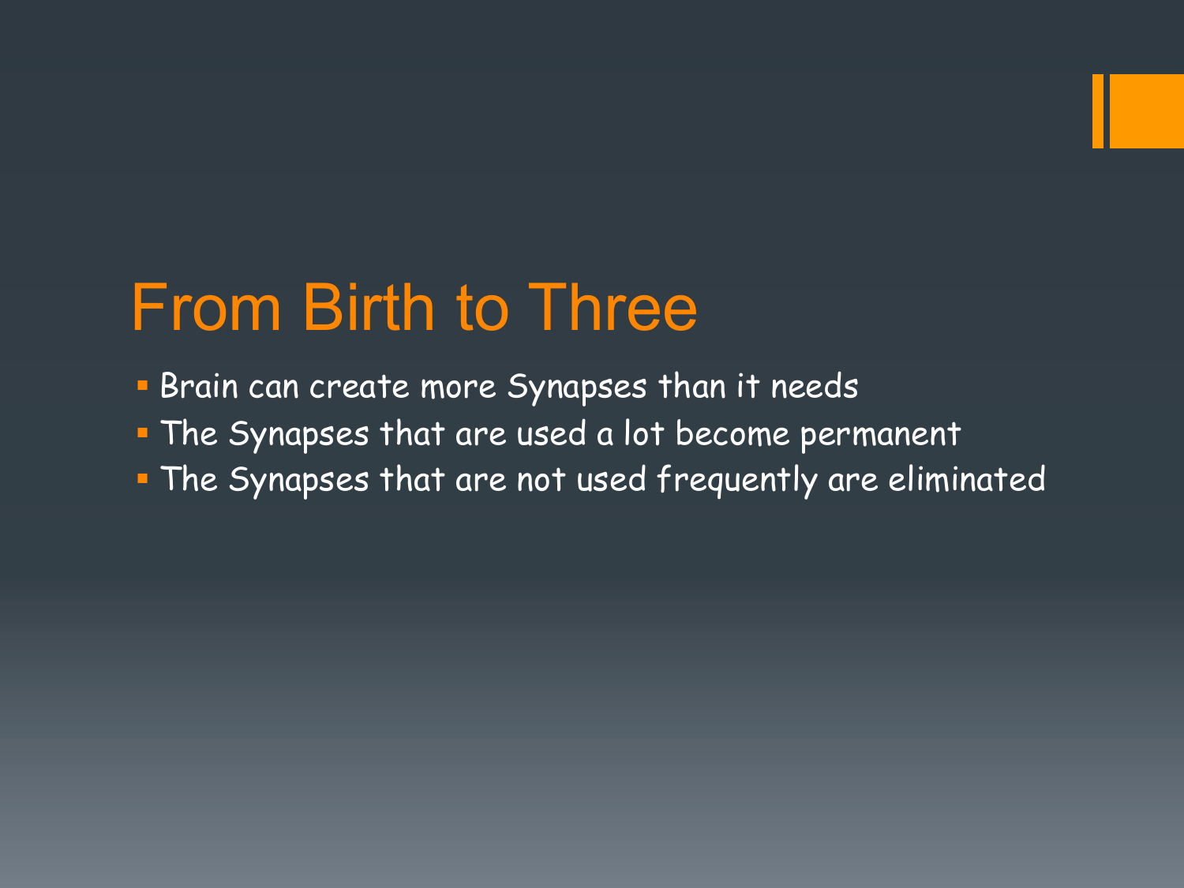# From Birth to Three

- Brain can create more Synapses than it needs
- The Synapses that are used a lot become permanent
- The Synapses that are not used frequently are eliminated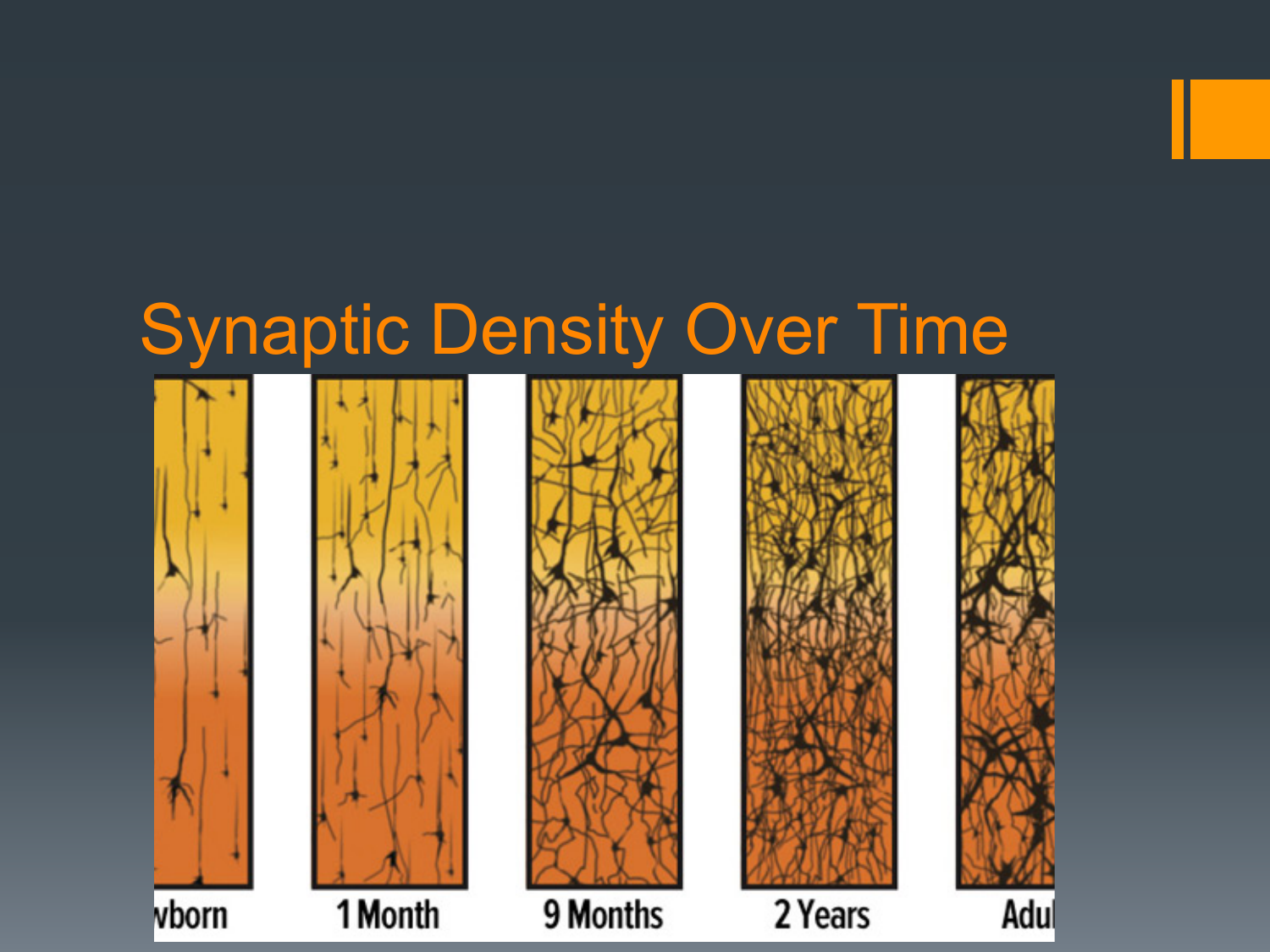# Synaptic Density Over Time

vborn | 1 Month | 9 Months | 2 Years | Adul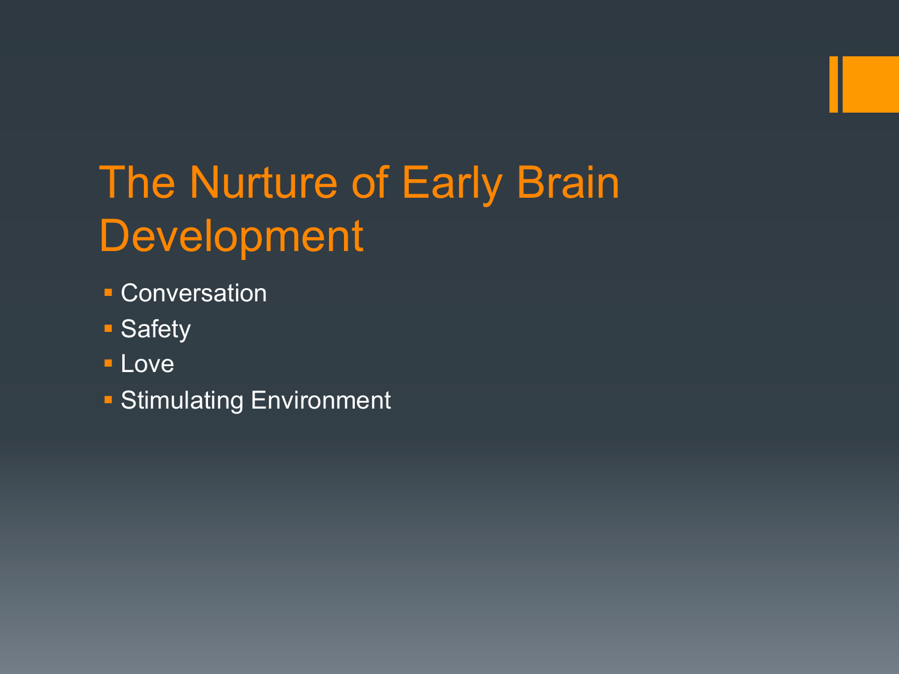# The Nurture of Early Brain Development

- Conversation
- Safety
- Love
- Stimulating Environment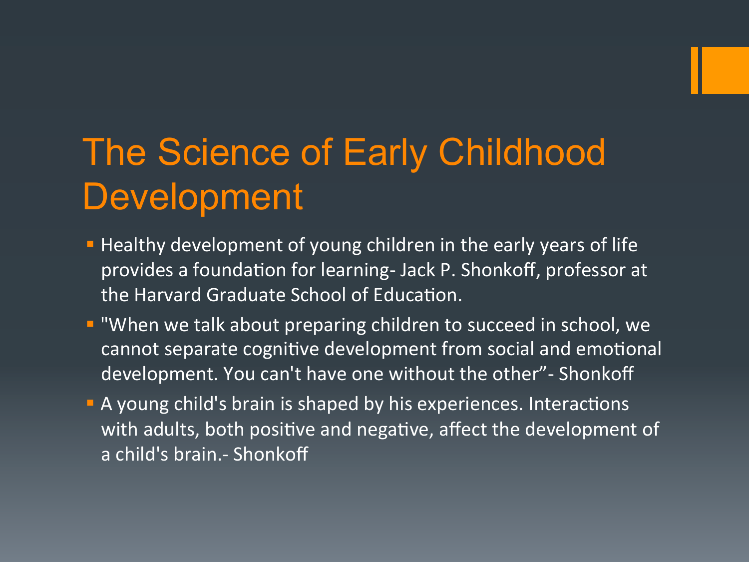# The Science of Early Childhood Development

- Healthy development of young children in the early years of life provides a foundation for learning- Jack P. Shonkoff, professor at the Harvard Graduate School of Education.
- "When we talk about preparing children to succeed in school, we cannot separate cognitive development from social and emotional development. You can't have one without the other"- Shonkoff
- A young child's brain is shaped by his experiences. Interactions with adults, both positive and negative, affect the development of a child's brain.- Shonkoff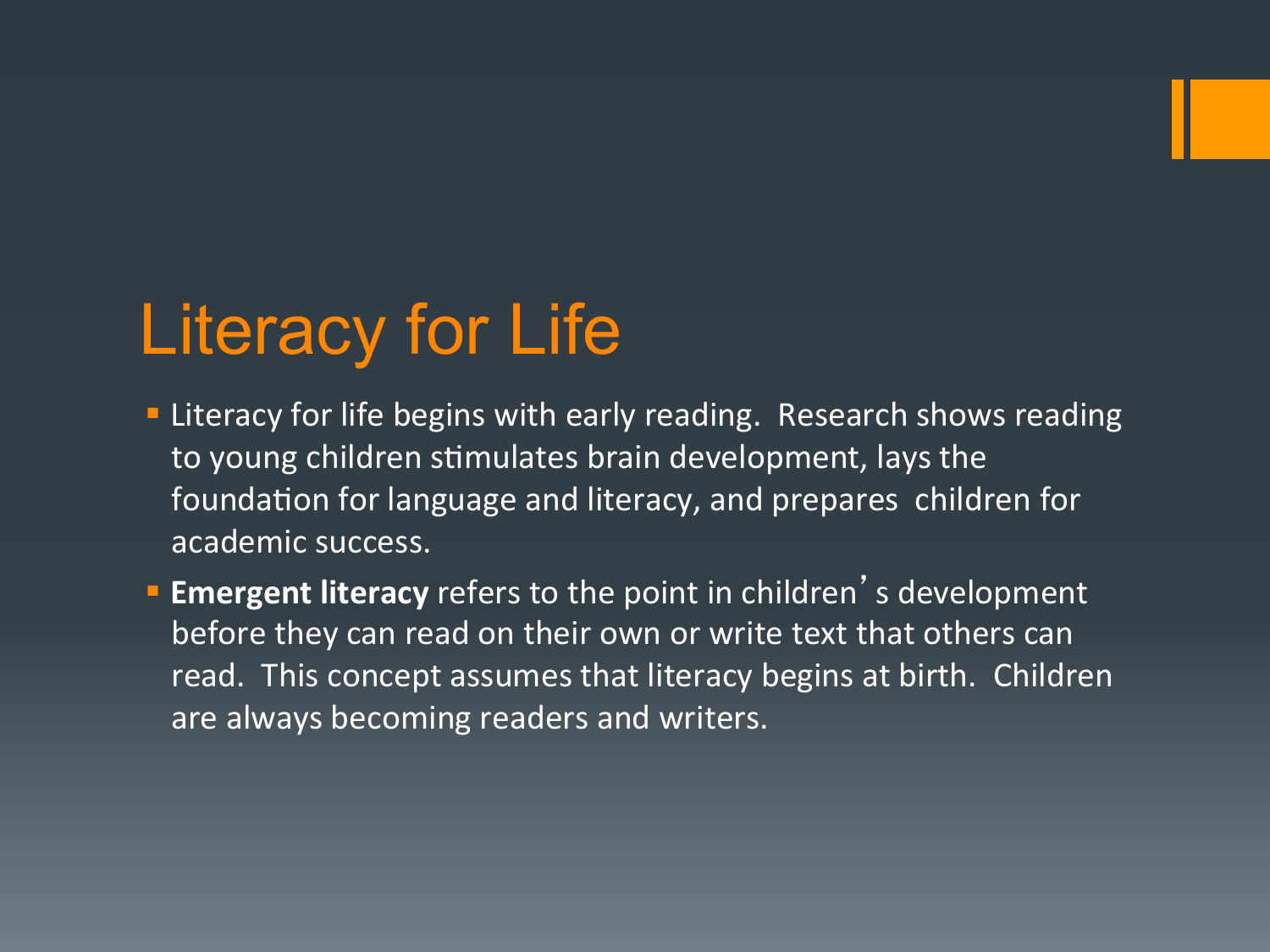# Literacy for Life

- Literacy for life begins with early reading. Research shows reading to young children stimulates brain development, lays the foundation for language and literacy, and prepares children for academic success.
- **Emergent literacy** refers to the point in children's development before they can read on their own or write text that others can read. This concept assumes that literacy begins at birth. Children are always becoming readers and writers.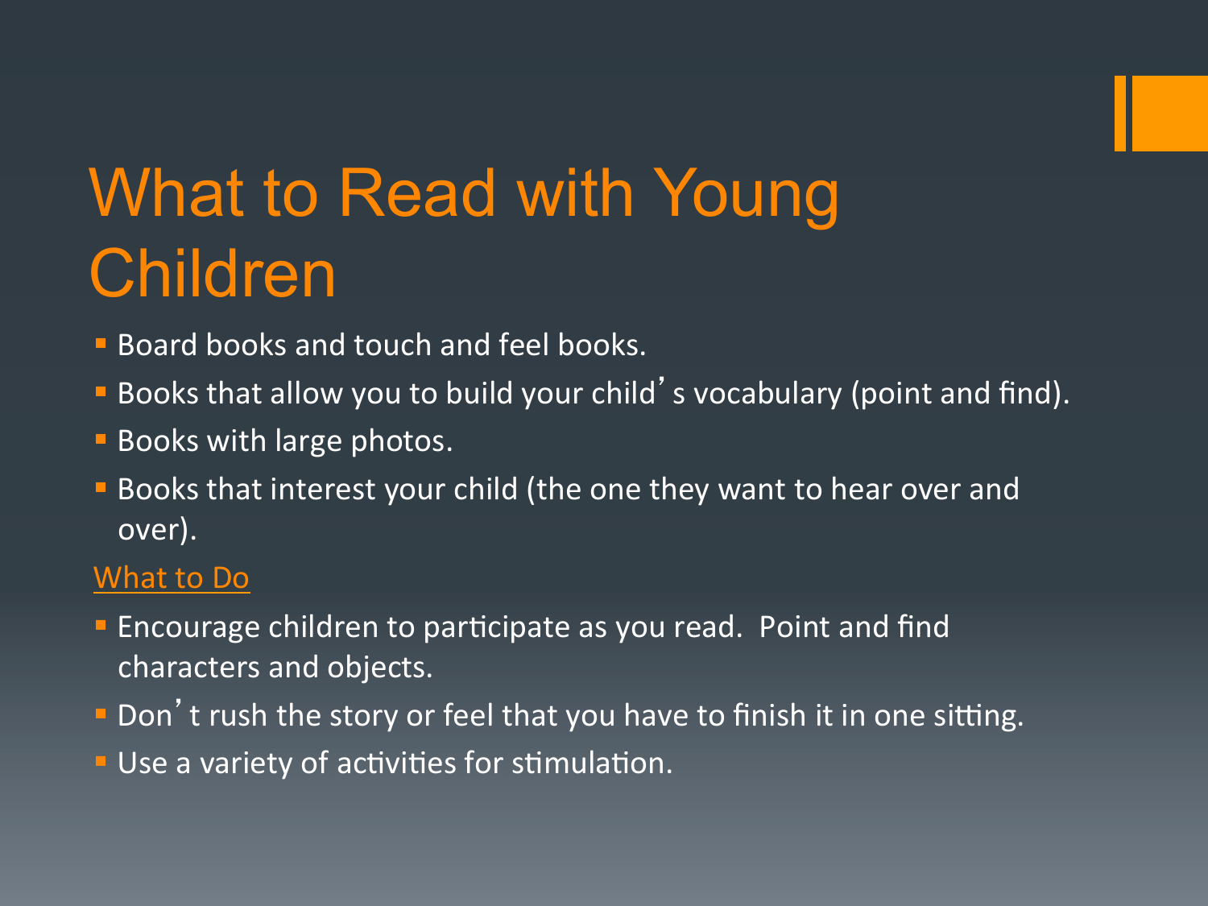# What to Read with Young Children

- Board books and touch and feel books.
- Books that allow you to build your child's vocabulary (point and find).
- Books with large photos.
- Books that interest your child (the one they want to hear over and over).

What to Do

- Encourage children to participate as you read. Point and find characters and objects.
- Don't rush the story or feel that you have to finish it in one sitting.
- Use a variety of activities for stimulation.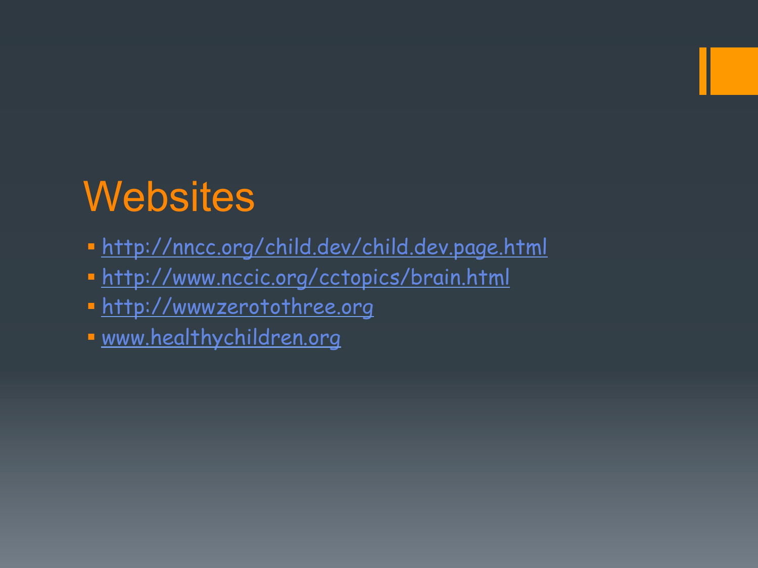# Websites

- http://nncc.org/child.dev/child.dev.page.html
- http://www.nccic.org/cctopics/brain.html
- http://wwwzerotothree.org
- www.healthychildren.org